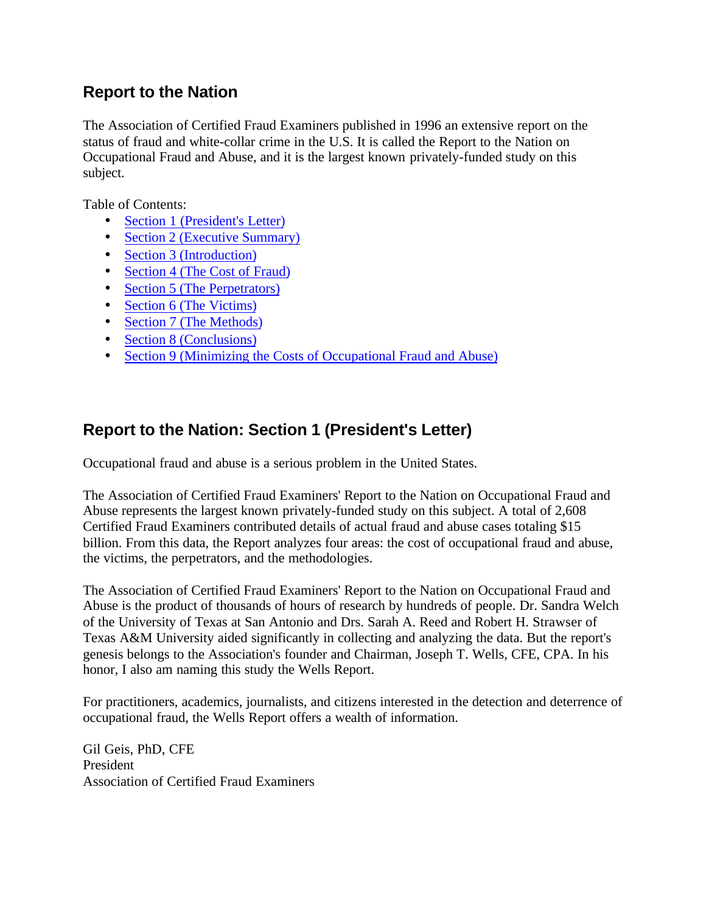## Report to the Nation

The Association of Certified Fraud Examiners published in 1996 an extensive report on the status of fraud and white-collar crime in the U.S. It is called the Report to the Nation on Occupational Fraud and Abuse, and it is the largest known privately-funded study on this subject.

Table of Contents:

- Section 1 (President's Letter)
- Section 2 (Executive Summary)
- Section 3 (Introduction)
- Section 4 (The Cost of Fraud)
- Section 5 (The Perpetrators)
- Section 6 (The Victims)
- Section 7 (The Methods)
- Section 8 (Conclusions)
- Section 9 (Minimizing the Costs of Occupational Fraud and Abuse)

## Report to the Nation: Section 1 (President's Letter)

Occupational fraud and abuse is a serious problem in the United States.

The Association of Certified Fraud Examiners' Report to the Nation on Occupational Fraud and Abuse represents the largest known privately-funded study on this subject. A total of 2,608 Certified Fraud Examiners contributed details of actual fraud and abuse cases totaling $15 billion. From this data, the Report analyzes four areas: the cost of occupational fraud and abuse, the victims, the perpetrators, and the methodologies.

The Association of Certified Fraud Examiners' Report to the Nation on Occupational Fraud and Abuse is the product of thousands of hours of research by hundreds of people. Dr. Sandra Welch of the University of Texas at San Antonio and Drs. Sarah A. Reed and Robert H. Strawser of Texas A&M University aided significantly in collecting and analyzing the data. But the report's genesis belongs to the Association's founder and Chairman, Joseph T. Wells, CFE, CPA. In his honor, I also am naming this study the Wells Report.

For practitioners, academics, journalists, and citizens interested in the detection and deterrence of occupational fraud, the Wells Report offers a wealth of information.

Gil Geis, PhD, CFE
President
Association of Certified Fraud Examiners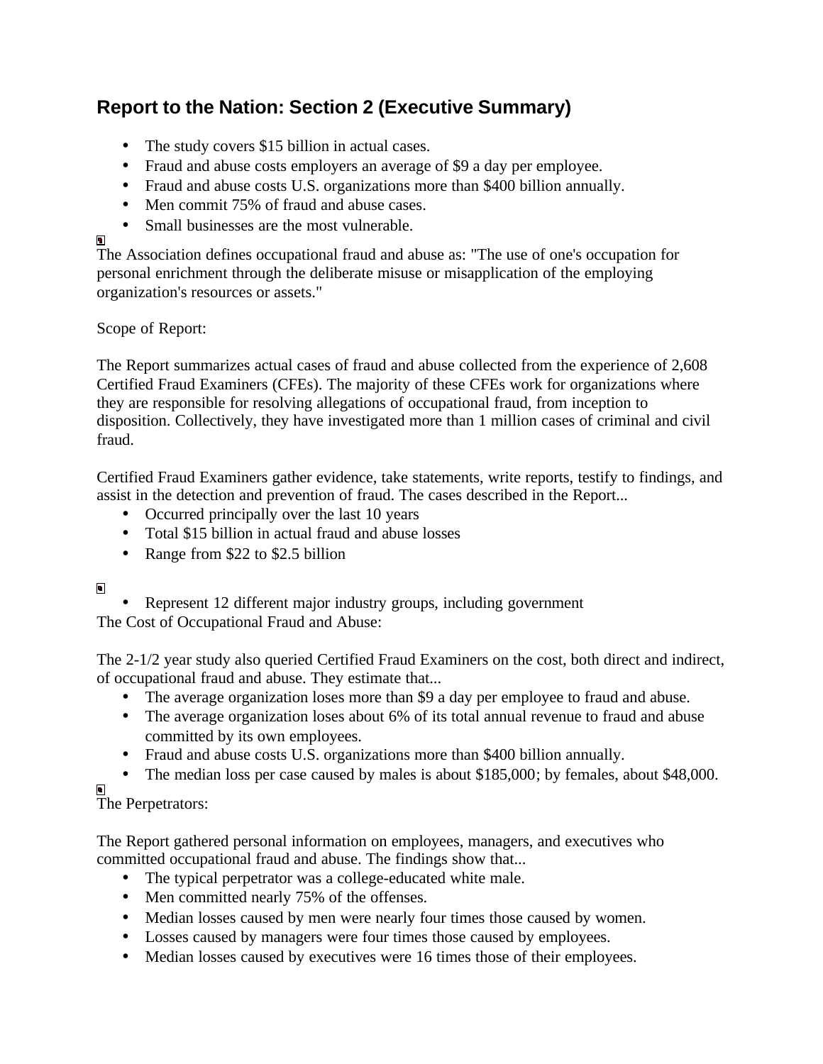## Report to the Nation: Section 2 (Executive Summary)

- The study covers $15 billion in actual cases.
- Fraud and abuse costs employers an average of $9 a day per employee.
- Fraud and abuse costs U.S. organizations more than $400 billion annually.
- Men commit 75% of fraud and abuse cases.
- Small businesses are the most vulnerable.

The Association defines occupational fraud and abuse as: "The use of one's occupation for personal enrichment through the deliberate misuse or misapplication of the employing organization's resources or assets."

Scope of Report:

The Report summarizes actual cases of fraud and abuse collected from the experience of 2,608 Certified Fraud Examiners (CFEs). The majority of these CFEs work for organizations where they are responsible for resolving allegations of occupational fraud, from inception to disposition. Collectively, they have investigated more than 1 million cases of criminal and civil fraud.

Certified Fraud Examiners gather evidence, take statements, write reports, testify to findings, and assist in the detection and prevention of fraud. The cases described in the Report...

- Occurred principally over the last 10 years
- Total $15 billion in actual fraud and abuse losses
- Range from $22 to $2.5 billion
- Represent 12 different major industry groups, including government

The Cost of Occupational Fraud and Abuse:

The 2-1/2 year study also queried Certified Fraud Examiners on the cost, both direct and indirect, of occupational fraud and abuse. They estimate that...

- The average organization loses more than $9 a day per employee to fraud and abuse.
- The average organization loses about 6% of its total annual revenue to fraud and abuse committed by its own employees.
- Fraud and abuse costs U.S. organizations more than $400 billion annually.
- The median loss per case caused by males is about $185,000; by females, about $48,000.

The Perpetrators:

The Report gathered personal information on employees, managers, and executives who committed occupational fraud and abuse. The findings show that...

- The typical perpetrator was a college-educated white male.
- Men committed nearly 75% of the offenses.
- Median losses caused by men were nearly four times those caused by women.
- Losses caused by managers were four times those caused by employees.
- Median losses caused by executives were 16 times those of their employees.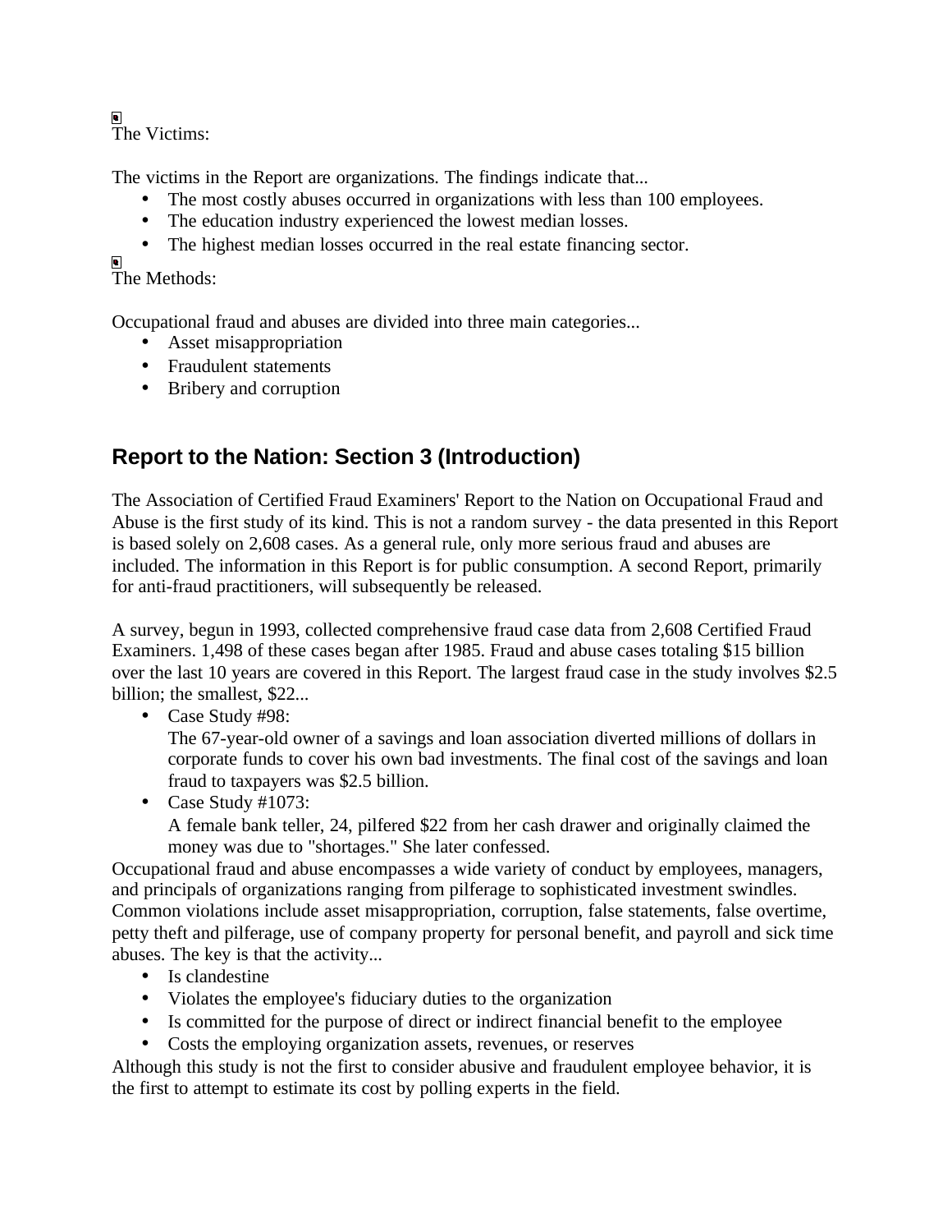The Victims:

The victims in the Report are organizations. The findings indicate that...

- The most costly abuses occurred in organizations with less than 100 employees.
- The education industry experienced the lowest median losses.
- The highest median losses occurred in the real estate financing sector.

The Methods:

Occupational fraud and abuses are divided into three main categories...

- Asset misappropriation
- Fraudulent statements
- Bribery and corruption

## Report to the Nation: Section 3 (Introduction)

The Association of Certified Fraud Examiners' Report to the Nation on Occupational Fraud and Abuse is the first study of its kind. This is not a random survey - the data presented in this Report is based solely on 2,608 cases. As a general rule, only more serious fraud and abuses are included. The information in this Report is for public consumption. A second Report, primarily for anti-fraud practitioners, will subsequently be released.

A survey, begun in 1993, collected comprehensive fraud case data from 2,608 Certified Fraud Examiners. 1,498 of these cases began after 1985. Fraud and abuse cases totaling $15 billion over the last 10 years are covered in this Report. The largest fraud case in the study involves $2.5 billion; the smallest, $22...

- Case Study #98:
  The 67-year-old owner of a savings and loan association diverted millions of dollars in corporate funds to cover his own bad investments. The final cost of the savings and loan fraud to taxpayers was $2.5 billion.
- Case Study #1073:
  A female bank teller, 24, pilfered $22 from her cash drawer and originally claimed the money was due to "shortages." She later confessed.

Occupational fraud and abuse encompasses a wide variety of conduct by employees, managers, and principals of organizations ranging from pilferage to sophisticated investment swindles. Common violations include asset misappropriation, corruption, false statements, false overtime, petty theft and pilferage, use of company property for personal benefit, and payroll and sick time abuses. The key is that the activity...

- Is clandestine
- Violates the employee's fiduciary duties to the organization
- Is committed for the purpose of direct or indirect financial benefit to the employee
- Costs the employing organization assets, revenues, or reserves

Although this study is not the first to consider abusive and fraudulent employee behavior, it is the first to attempt to estimate its cost by polling experts in the field.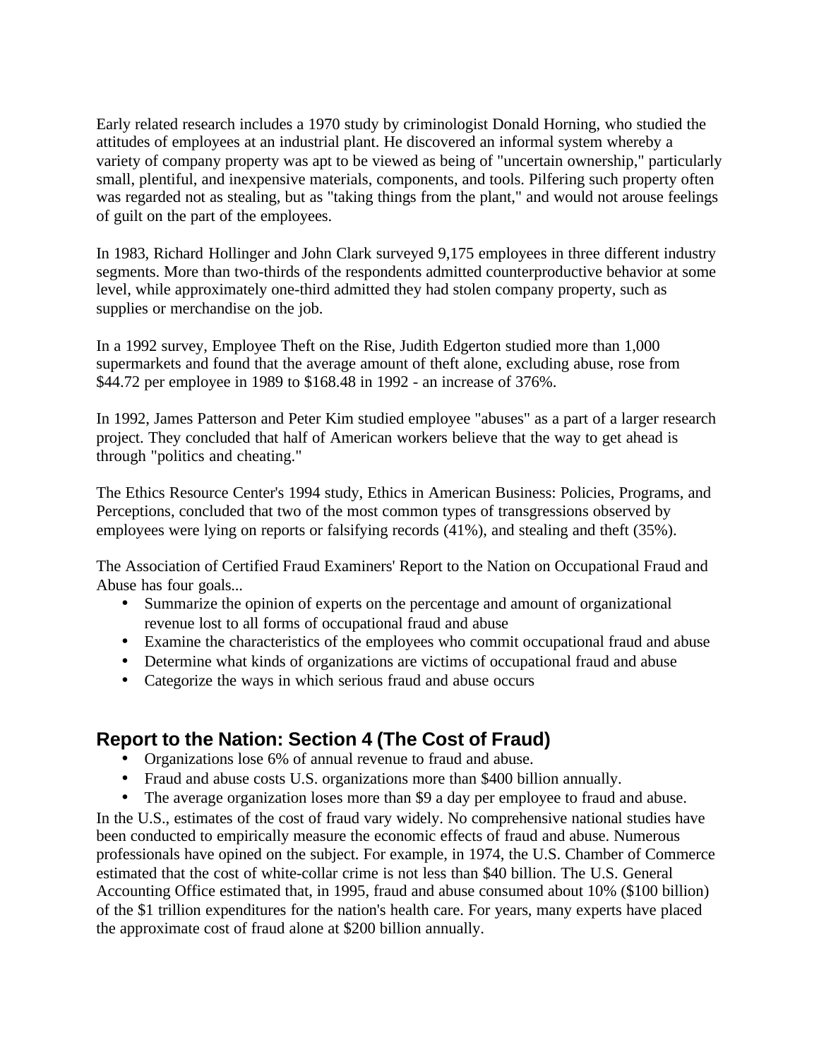Early related research includes a 1970 study by criminologist Donald Horning, who studied the attitudes of employees at an industrial plant. He discovered an informal system whereby a variety of company property was apt to be viewed as being of "uncertain ownership," particularly small, plentiful, and inexpensive materials, components, and tools. Pilfering such property often was regarded not as stealing, but as "taking things from the plant," and would not arouse feelings of guilt on the part of the employees.

In 1983, Richard Hollinger and John Clark surveyed 9,175 employees in three different industry segments. More than two-thirds of the respondents admitted counterproductive behavior at some level, while approximately one-third admitted they had stolen company property, such as supplies or merchandise on the job.

In a 1992 survey, Employee Theft on the Rise, Judith Edgerton studied more than 1,000 supermarkets and found that the average amount of theft alone, excluding abuse, rose from $44.72 per employee in 1989 to $168.48 in 1992 - an increase of 376%.

In 1992, James Patterson and Peter Kim studied employee "abuses" as a part of a larger research project. They concluded that half of American workers believe that the way to get ahead is through "politics and cheating."

The Ethics Resource Center's 1994 study, Ethics in American Business: Policies, Programs, and Perceptions, concluded that two of the most common types of transgressions observed by employees were lying on reports or falsifying records (41%), and stealing and theft (35%).

The Association of Certified Fraud Examiners' Report to the Nation on Occupational Fraud and Abuse has four goals...

- Summarize the opinion of experts on the percentage and amount of organizational revenue lost to all forms of occupational fraud and abuse
- Examine the characteristics of the employees who commit occupational fraud and abuse
- Determine what kinds of organizations are victims of occupational fraud and abuse
- Categorize the ways in which serious fraud and abuse occurs

## Report to the Nation: Section 4 (The Cost of Fraud)

- Organizations lose 6% of annual revenue to fraud and abuse.
- Fraud and abuse costs U.S. organizations more than $400 billion annually.
- The average organization loses more than $9 a day per employee to fraud and abuse.

In the U.S., estimates of the cost of fraud vary widely. No comprehensive national studies have been conducted to empirically measure the economic effects of fraud and abuse. Numerous professionals have opined on the subject. For example, in 1974, the U.S. Chamber of Commerce estimated that the cost of white-collar crime is not less than $40 billion. The U.S. General Accounting Office estimated that, in 1995, fraud and abuse consumed about 10% ($100 billion) of the $1 trillion expenditures for the nation's health care. For years, many experts have placed the approximate cost of fraud alone at $200 billion annually.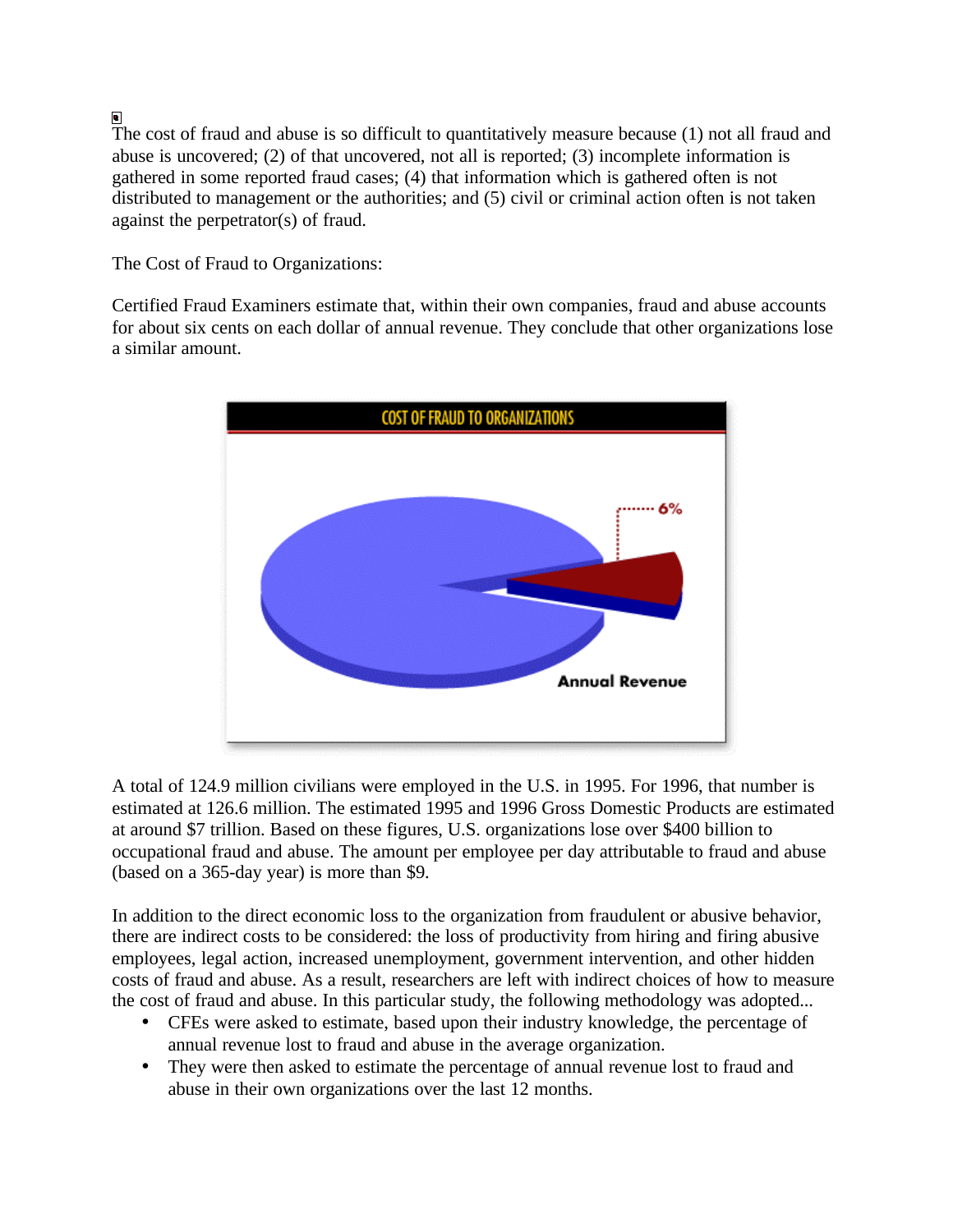The cost of fraud and abuse is so difficult to quantitatively measure because (1) not all fraud and abuse is uncovered; (2) of that uncovered, not all is reported; (3) incomplete information is gathered in some reported fraud cases; (4) that information which is gathered often is not distributed to management or the authorities; and (5) civil or criminal action often is not taken against the perpetrator(s) of fraud.

The Cost of Fraud to Organizations:

Certified Fraud Examiners estimate that, within their own companies, fraud and abuse accounts for about six cents on each dollar of annual revenue. They conclude that other organizations lose a similar amount.

A total of 124.9 million civilians were employed in the U.S. in 1995. For 1996, that number is estimated at 126.6 million. The estimated 1995 and 1996 Gross Domestic Products are estimated at around $7 trillion. Based on these figures, U.S. organizations lose over $400 billion to occupational fraud and abuse. The amount per employee per day attributable to fraud and abuse (based on a 365-day year) is more than $9.

In addition to the direct economic loss to the organization from fraudulent or abusive behavior, there are indirect costs to be considered: the loss of productivity from hiring and firing abusive employees, legal action, increased unemployment, government intervention, and other hidden costs of fraud and abuse. As a result, researchers are left with indirect choices of how to measure the cost of fraud and abuse. In this particular study, the following methodology was adopted...

- CFEs were asked to estimate, based upon their industry knowledge, the percentage of annual revenue lost to fraud and abuse in the average organization.
- They were then asked to estimate the percentage of annual revenue lost to fraud and abuse in their own organizations over the last 12 months.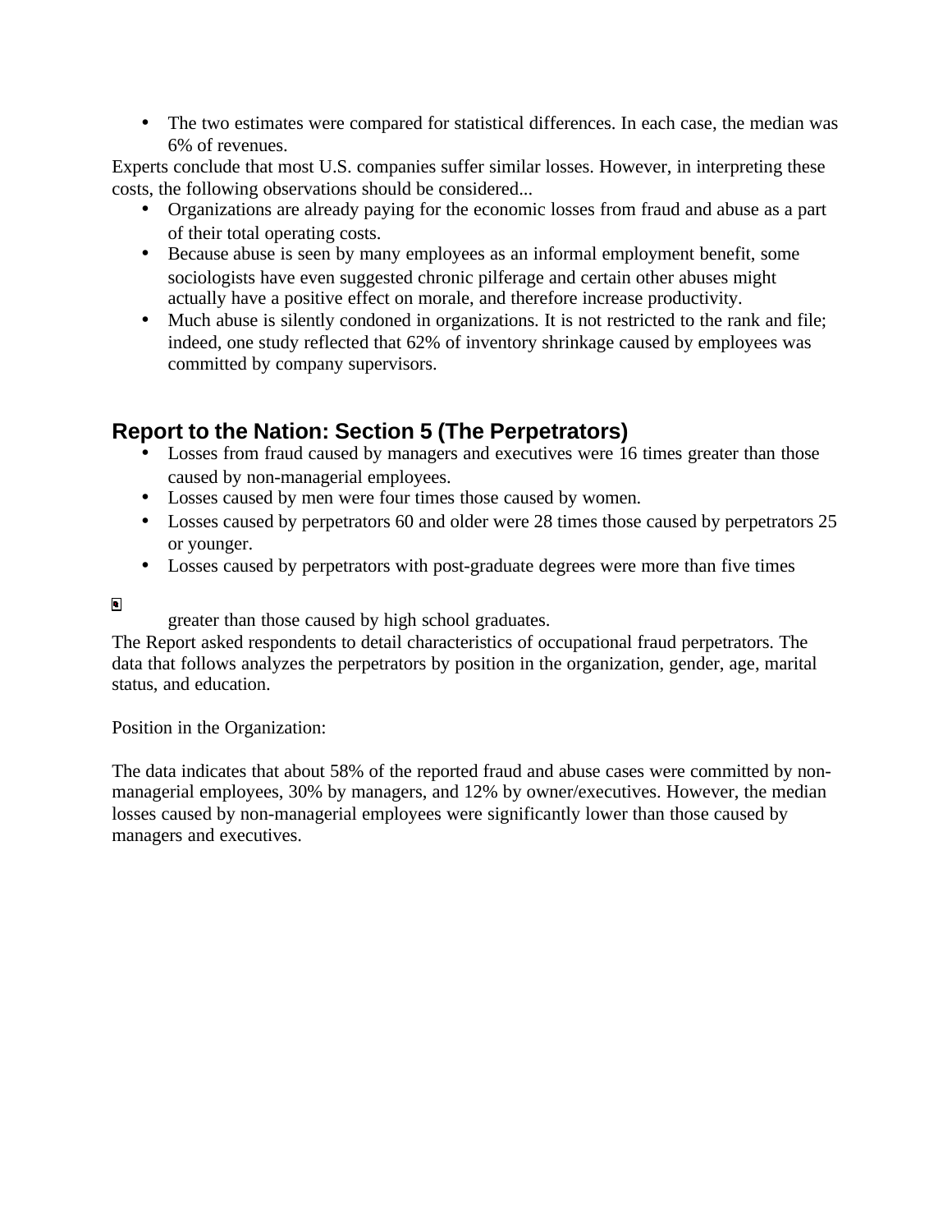- The two estimates were compared for statistical differences. In each case, the median was 6% of revenues.

Experts conclude that most U.S. companies suffer similar losses. However, in interpreting these costs, the following observations should be considered...

- Organizations are already paying for the economic losses from fraud and abuse as a part of their total operating costs.
- Because abuse is seen by many employees as an informal employment benefit, some sociologists have even suggested chronic pilferage and certain other abuses might actually have a positive effect on morale, and therefore increase productivity.
- Much abuse is silently condoned in organizations. It is not restricted to the rank and file; indeed, one study reflected that 62% of inventory shrinkage caused by employees was committed by company supervisors.

## Report to the Nation: Section 5 (The Perpetrators)

- Losses from fraud caused by managers and executives were 16 times greater than those caused by non-managerial employees.
- Losses caused by men were four times those caused by women.
- Losses caused by perpetrators 60 and older were 28 times those caused by perpetrators 25 or younger.
- Losses caused by perpetrators with post-graduate degrees were more than five times greater than those caused by high school graduates.

The Report asked respondents to detail characteristics of occupational fraud perpetrators. The data that follows analyzes the perpetrators by position in the organization, gender, age, marital status, and education.

Position in the Organization:

The data indicates that about 58% of the reported fraud and abuse cases were committed by non-managerial employees, 30% by managers, and 12% by owner/executives. However, the median losses caused by non-managerial employees were significantly lower than those caused by managers and executives.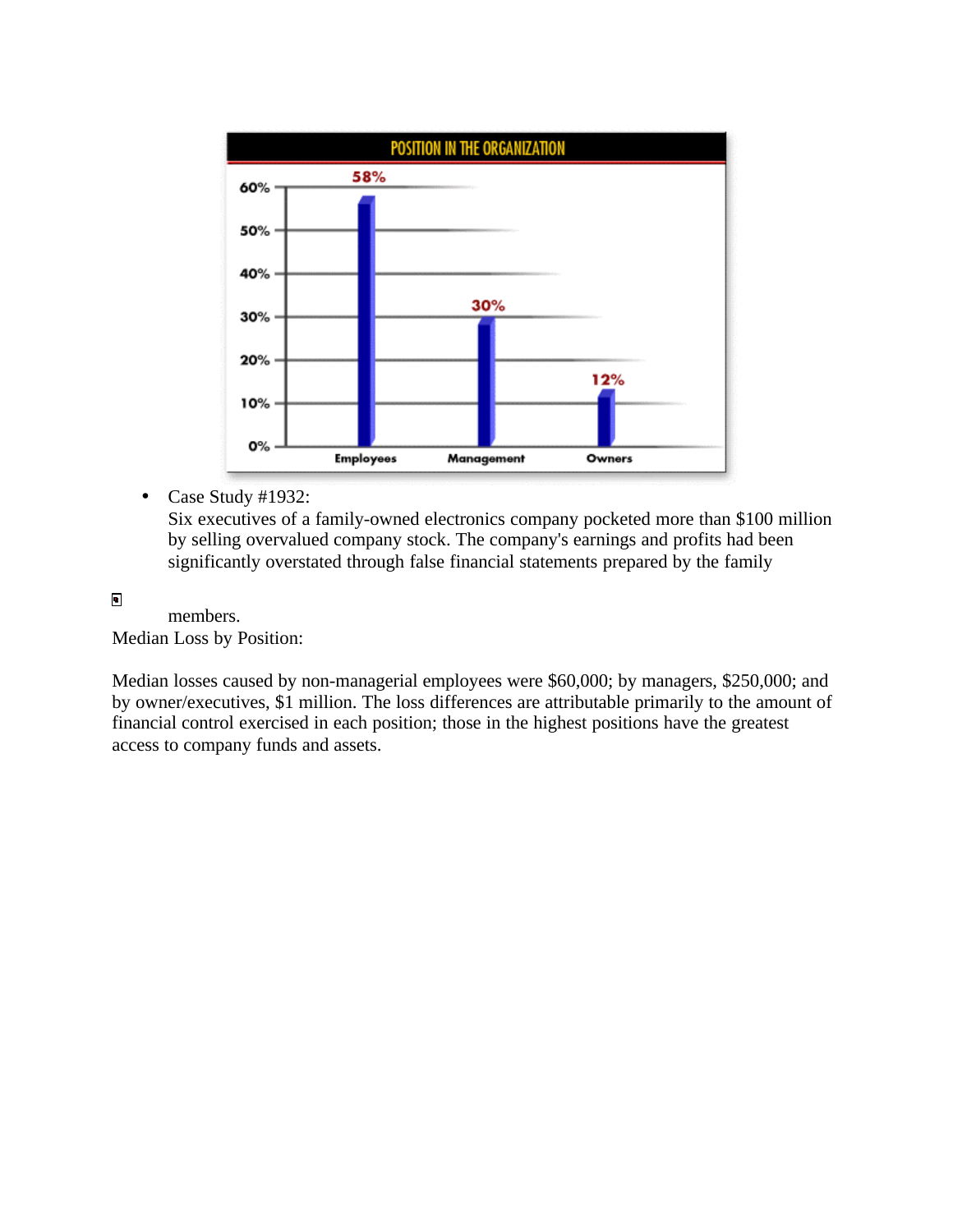**POSITION IN THE ORGANIZATION**

| Position | Percentage |
| --- | --- |
| Employees | 58% |
| Management | 30% |
| Owners | 12% |

- Case Study #1932:
  Six executives of a family-owned electronics company pocketed more than $100 million by selling overvalued company stock. The company's earnings and profits had been significantly overstated through false financial statements prepared by the family members.

Median Loss by Position:

Median losses caused by non-managerial employees were $60,000; by managers, $250,000; and by owner/executives, $1 million. The loss differences are attributable primarily to the amount of financial control exercised in each position; those in the highest positions have the greatest access to company funds and assets.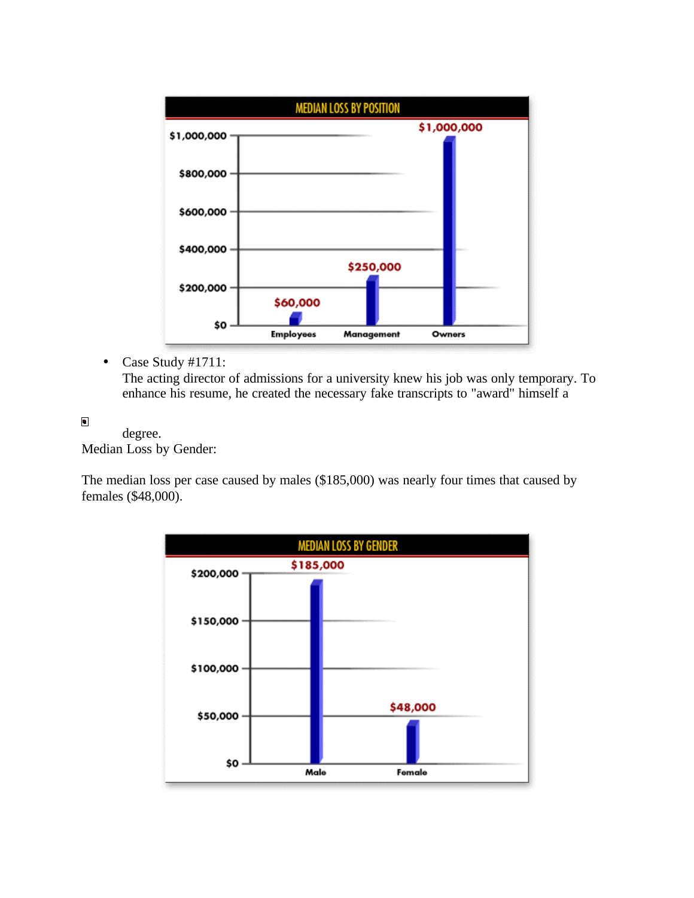- Case Study #1711:
  The acting director of admissions for a university knew his job was only temporary. To enhance his resume, he created the necessary fake transcripts to "award" himself a degree.

Median Loss by Gender:

The median loss per case caused by males ($185,000) was nearly four times that caused by females ($48,000).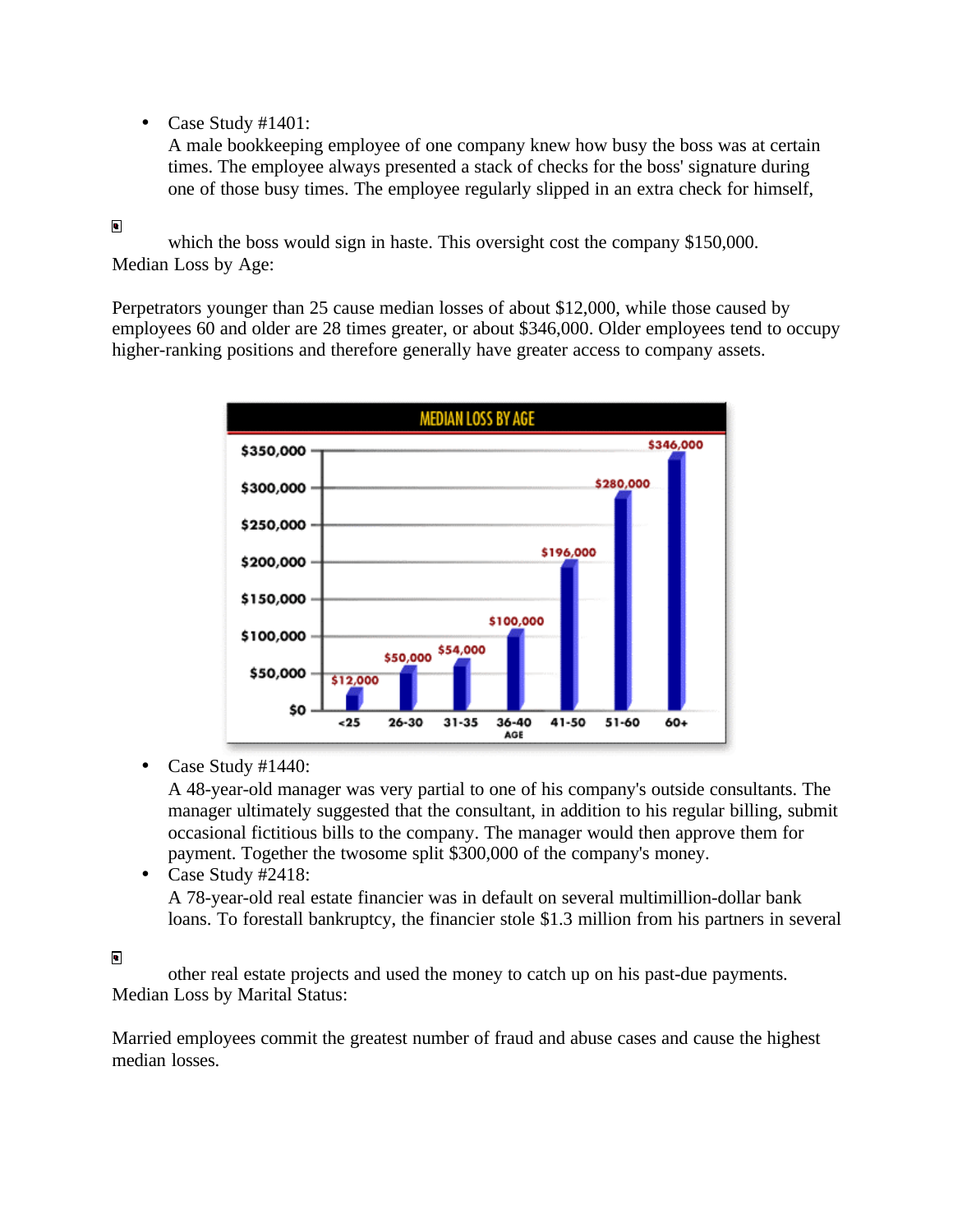- Case Study #1401:
  A male bookkeeping employee of one company knew how busy the boss was at certain times. The employee always presented a stack of checks for the boss' signature during one of those busy times. The employee regularly slipped in an extra check for himself, which the boss would sign in haste. This oversight cost the company $150,000.

Median Loss by Age:

Perpetrators younger than 25 cause median losses of about $12,000, while those caused by employees 60 and older are 28 times greater, or about $346,000. Older employees tend to occupy higher-ranking positions and therefore generally have greater access to company assets.

MEDIAN LOSS BY AGE

| AGE | Median Loss |
| --- | --- |
| <25 | $12,000 |
| 26-30 | $50,000 |
| 31-35 | $54,000 |
| 36-40 | $100,000 |
| 41-50 | $196,000 |
| 51-60 | $280,000 |
| 60+ | $346,000 |

- Case Study #1440:
  A 48-year-old manager was very partial to one of his company's outside consultants. The manager ultimately suggested that the consultant, in addition to his regular billing, submit occasional fictitious bills to the company. The manager would then approve them for payment. Together the twosome split $300,000 of the company's money.
- Case Study #2418:
  A 78-year-old real estate financier was in default on several multimillion-dollar bank loans. To forestall bankruptcy, the financier stole $1.3 million from his partners in several other real estate projects and used the money to catch up on his past-due payments.

Median Loss by Marital Status:

Married employees commit the greatest number of fraud and abuse cases and cause the highest median losses.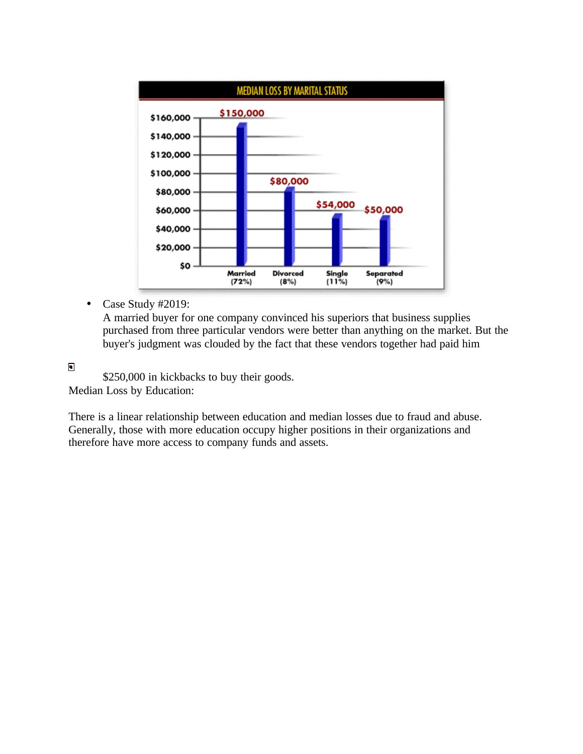**MEDIAN LOSS BY MARITAL STATUS**

| Marital Status | Median Loss |
|---|---|
| Married (72%) | $150,000 |
| Divorced (8%) | $80,000 |
| Single (11%) | $54,000 |
| Separated (9%) | $50,000 |

- Case Study #2019:
  A married buyer for one company convinced his superiors that business supplies purchased from three particular vendors were better than anything on the market. But the buyer's judgment was clouded by the fact that these vendors together had paid him

  $250,000 in kickbacks to buy their goods.

Median Loss by Education:

There is a linear relationship between education and median losses due to fraud and abuse. Generally, those with more education occupy higher positions in their organizations and therefore have more access to company funds and assets.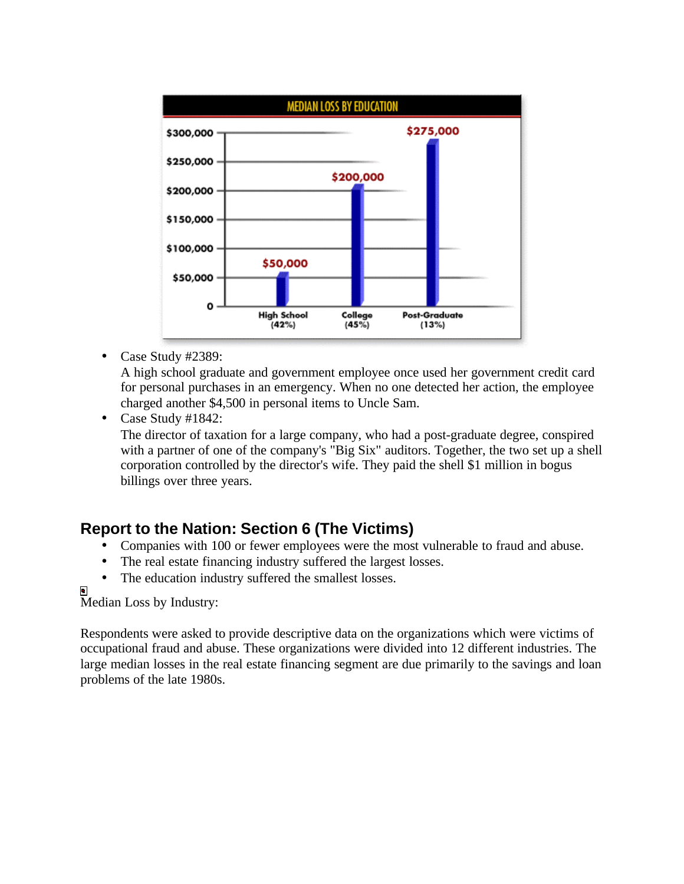**MEDIAN LOSS BY EDUCATION**

| Education | Median Loss |
| --- | --- |
| High School (42%) | $50,000 |
| College (45%) | $200,000 |
| Post-Graduate (13%) | $275,000 |

- Case Study #2389:
  A high school graduate and government employee once used her government credit card for personal purchases in an emergency. When no one detected her action, the employee charged another $4,500 in personal items to Uncle Sam.
- Case Study #1842:
  The director of taxation for a large company, who had a post-graduate degree, conspired with a partner of one of the company's "Big Six" auditors. Together, the two set up a shell corporation controlled by the director's wife. They paid the shell $1 million in bogus billings over three years.

## Report to the Nation: Section 6 (The Victims)

- Companies with 100 or fewer employees were the most vulnerable to fraud and abuse.
- The real estate financing industry suffered the largest losses.
- The education industry suffered the smallest losses.

Median Loss by Industry:

Respondents were asked to provide descriptive data on the organizations which were victims of occupational fraud and abuse. These organizations were divided into 12 different industries. The large median losses in the real estate financing segment are due primarily to the savings and loan problems of the late 1980s.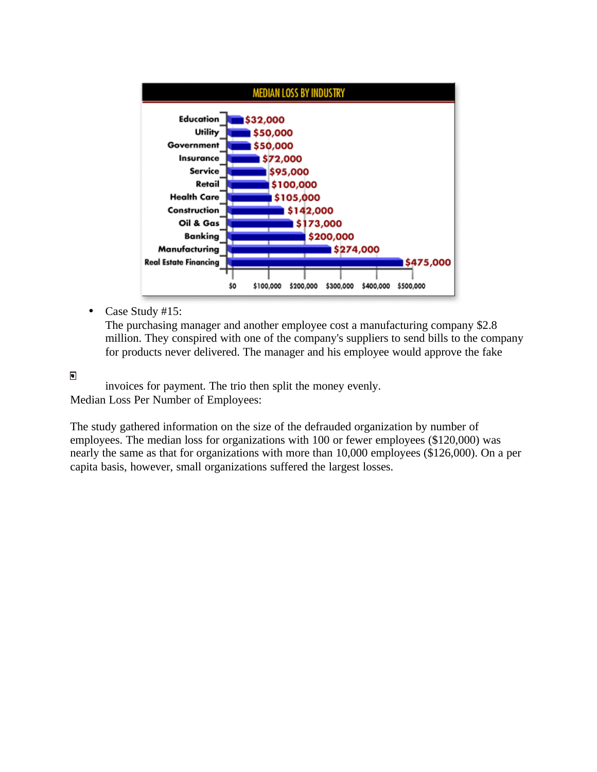**MEDIAN LOSS BY INDUSTRY**

| Industry | Median Loss |
| --- | --- |
| Education | $32,000 |
| Utility | $50,000 |
| Government | $50,000 |
| Insurance | $72,000 |
| Service | $95,000 |
| Retail | $100,000 |
| Health Care | $105,000 |
| Construction | $142,000 |
| Oil & Gas | $173,000 |
| Banking | $200,000 |
| Manufacturing | $274,000 |
| Real Estate Financing | $475,000 |

- Case Study #15:
  The purchasing manager and another employee cost a manufacturing company $2.8 million. They conspired with one of the company's suppliers to send bills to the company for products never delivered. The manager and his employee would approve the fake invoices for payment. The trio then split the money evenly.

Median Loss Per Number of Employees:

The study gathered information on the size of the defrauded organization by number of employees. The median loss for organizations with 100 or fewer employees ($120,000) was nearly the same as that for organizations with more than 10,000 employees ($126,000). On a per capita basis, however, small organizations suffered the largest losses.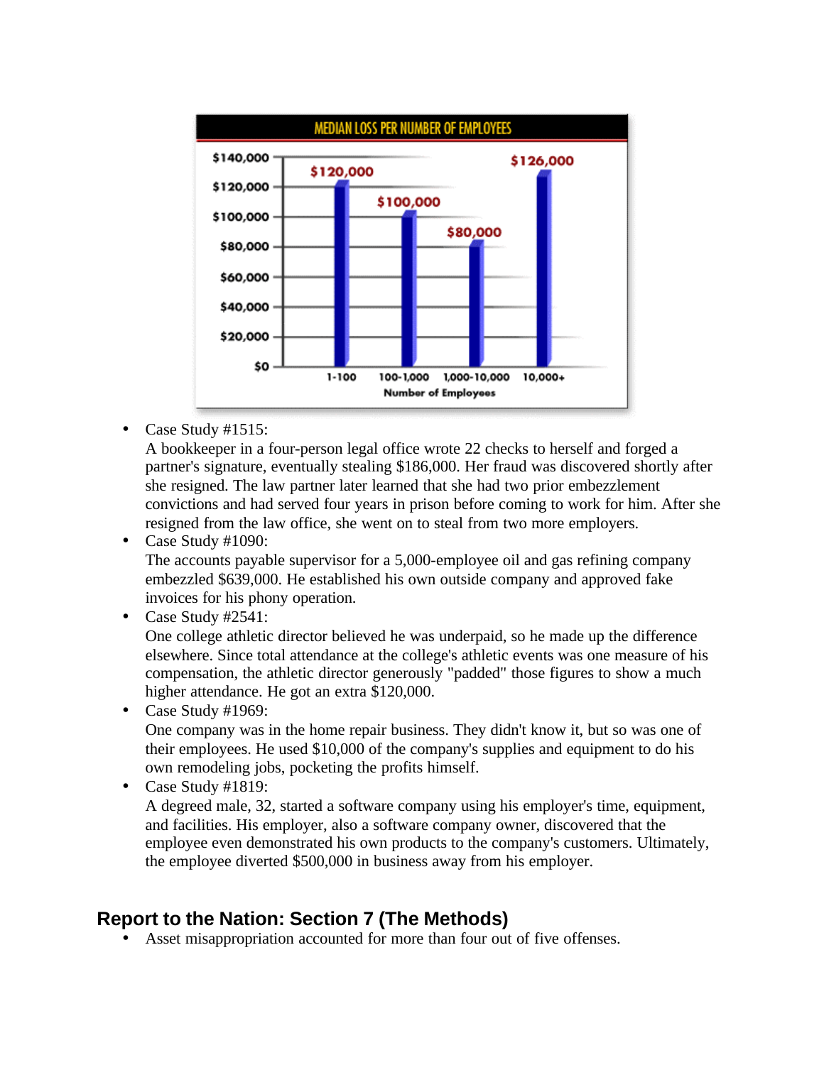**MEDIAN LOSS PER NUMBER OF EMPLOYEES**

| Number of Employees | Median Loss |
| --- | --- |
| 1-100 | $120,000 |
| 100-1,000 | $100,000 |
| 1,000-10,000 | $80,000 |
| 10,000+ | $126,000 |

- Case Study #1515:
  A bookkeeper in a four-person legal office wrote 22 checks to herself and forged a partner's signature, eventually stealing $186,000. Her fraud was discovered shortly after she resigned. The law partner later learned that she had two prior embezzlement convictions and had served four years in prison before coming to work for him. After she resigned from the law office, she went on to steal from two more employers.
- Case Study #1090:
  The accounts payable supervisor for a 5,000-employee oil and gas refining company embezzled $639,000. He established his own outside company and approved fake invoices for his phony operation.
- Case Study #2541:
  One college athletic director believed he was underpaid, so he made up the difference elsewhere. Since total attendance at the college's athletic events was one measure of his compensation, the athletic director generously "padded" those figures to show a much higher attendance. He got an extra $120,000.
- Case Study #1969:
  One company was in the home repair business. They didn't know it, but so was one of their employees. He used $10,000 of the company's supplies and equipment to do his own remodeling jobs, pocketing the profits himself.
- Case Study #1819:
  A degreed male, 32, started a software company using his employer's time, equipment, and facilities. His employer, also a software company owner, discovered that the employee even demonstrated his own products to the company's customers. Ultimately, the employee diverted $500,000 in business away from his employer.

## Report to the Nation: Section 7 (The Methods)

- Asset misappropriation accounted for more than four out of five offenses.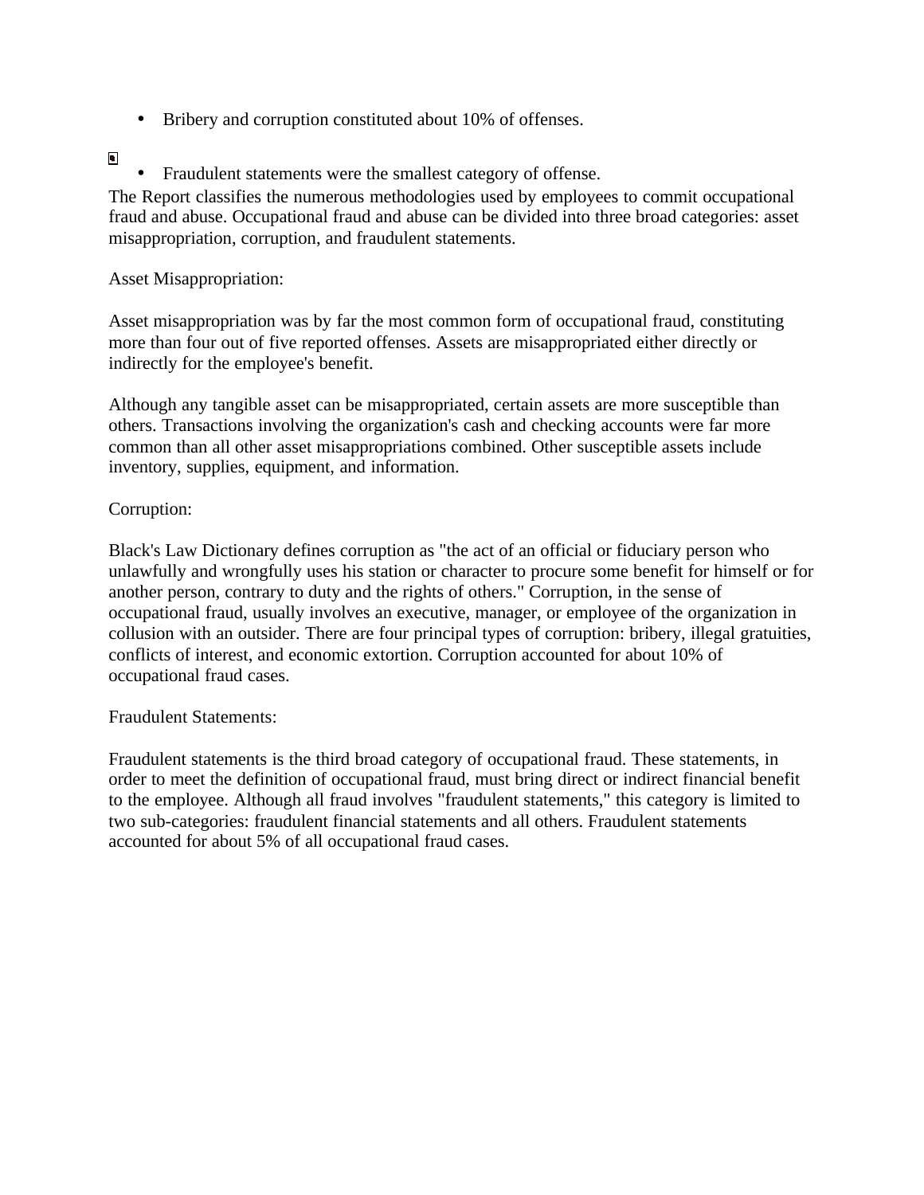- Bribery and corruption constituted about 10% of offenses.

- Fraudulent statements were the smallest category of offense.

The Report classifies the numerous methodologies used by employees to commit occupational fraud and abuse. Occupational fraud and abuse can be divided into three broad categories: asset misappropriation, corruption, and fraudulent statements.

Asset Misappropriation:

Asset misappropriation was by far the most common form of occupational fraud, constituting more than four out of five reported offenses. Assets are misappropriated either directly or indirectly for the employee's benefit.

Although any tangible asset can be misappropriated, certain assets are more susceptible than others. Transactions involving the organization's cash and checking accounts were far more common than all other asset misappropriations combined. Other susceptible assets include inventory, supplies, equipment, and information.

Corruption:

Black's Law Dictionary defines corruption as "the act of an official or fiduciary person who unlawfully and wrongfully uses his station or character to procure some benefit for himself or for another person, contrary to duty and the rights of others." Corruption, in the sense of occupational fraud, usually involves an executive, manager, or employee of the organization in collusion with an outsider. There are four principal types of corruption: bribery, illegal gratuities, conflicts of interest, and economic extortion. Corruption accounted for about 10% of occupational fraud cases.

Fraudulent Statements:

Fraudulent statements is the third broad category of occupational fraud. These statements, in order to meet the definition of occupational fraud, must bring direct or indirect financial benefit to the employee. Although all fraud involves "fraudulent statements," this category is limited to two sub-categories: fraudulent financial statements and all others. Fraudulent statements accounted for about 5% of all occupational fraud cases.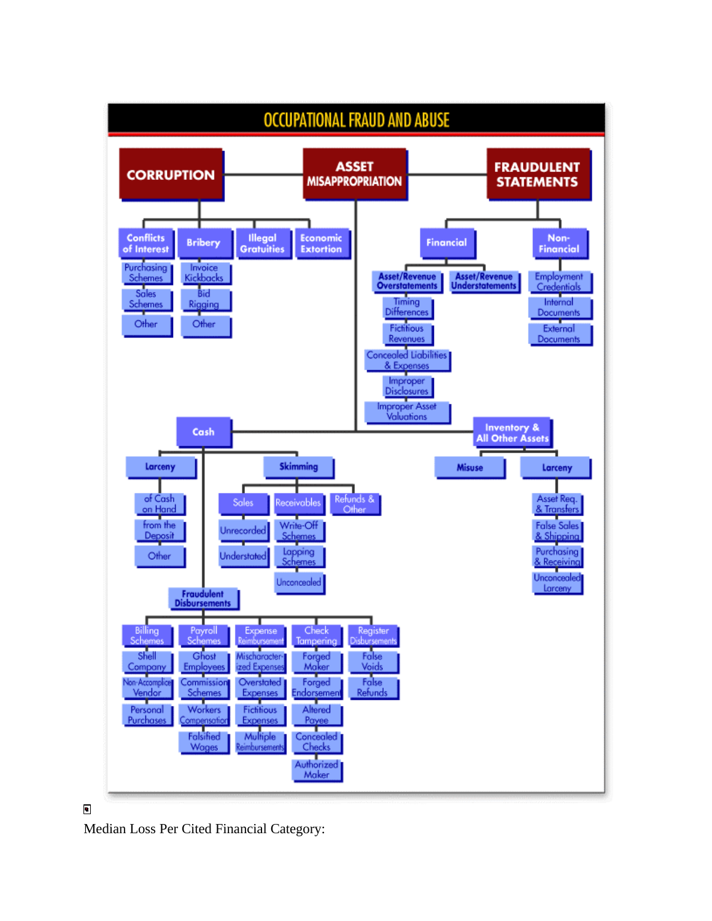# OCCUPATIONAL FRAUD AND ABUSE

- **CORRUPTION**
  - Conflicts of Interest
    - Purchasing Schemes
    - Sales Schemes
    - Other
  - Bribery
    - Invoice Kickbacks
    - Bid Rigging
    - Other
  - Illegal Gratuities
  - Economic Extortion
- **ASSET MISAPPROPRIATION**
  - Cash
    - Larceny
      - of Cash on Hand
      - from the Deposit
      - Other
    - Skimming
      - Sales
        - Unrecorded
        - Understated
      - Receivables
        - Write-Off Schemes
        - Lapping Schemes
        - Unconcealed
      - Refunds & Other
    - Fraudulent Disbursements
      - Billing Schemes
        - Shell Company
        - Non-Accomplice Vendor
        - Personal Purchases
      - Payroll Schemes
        - Ghost Employees
        - Commission Schemes
        - Workers Compensation
        - Falsified Wages
      - Expense Reimbursement
        - Mischaracterized Expenses
        - Overstated Expenses
        - Fictitious Expenses
        - Multiple Reimbursements
      - Check Tampering
        - Forged Maker
        - Forged Endorsement
        - Altered Payee
        - Concealed Checks
        - Authorized Maker
      - Register Disbursements
        - False Voids
        - False Refunds
  - Inventory & All Other Assets
    - Misuse
    - Larceny
      - Asset Req. & Transfers
      - False Sales & Shipping
      - Purchasing & Receiving
      - Unconcealed Larceny
- **FRAUDULENT STATEMENTS**
  - Financial
    - Asset/Revenue Overstatements
    - Asset/Revenue Understatements
      - Timing Differences
      - Fictitious Revenues
      - Concealed Liabilities & Expenses
      - Improper Disclosures
      - Improper Asset Valuations
  - Non-Financial
    - Employment Credentials
    - Internal Documents
    - External Documents

Median Loss Per Cited Financial Category: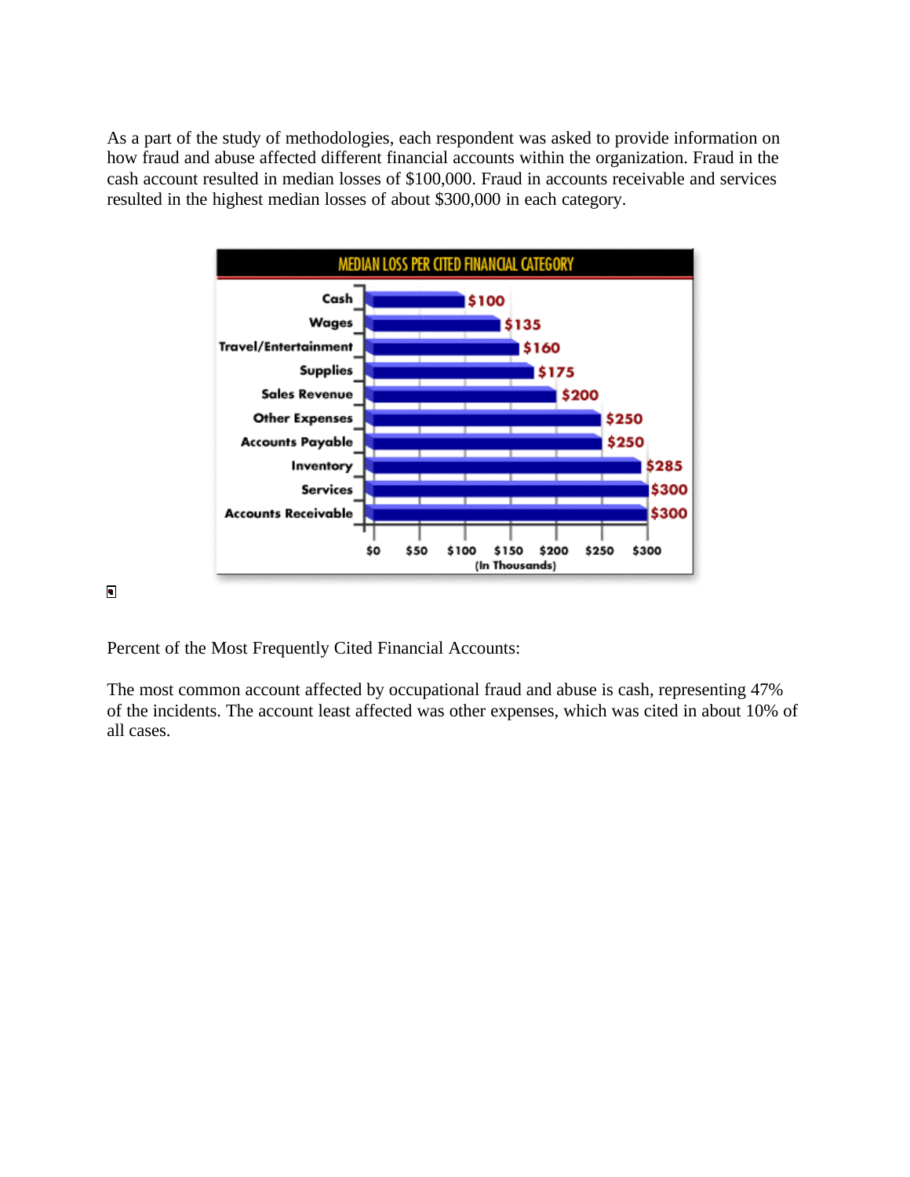As a part of the study of methodologies, each respondent was asked to provide information on how fraud and abuse affected different financial accounts within the organization. Fraud in the cash account resulted in median losses of $100,000. Fraud in accounts receivable and services resulted in the highest median losses of about $300,000 in each category.

**MEDIAN LOSS PER CITED FINANCIAL CATEGORY**

| Category | Median Loss (In Thousands) |
| --- | --- |
| Cash | $100 |
| Wages | $135 |
| Travel/Entertainment | $160 |
| Supplies | $175 |
| Sales Revenue | $200 |
| Other Expenses | $250 |
| Accounts Payable | $250 |
| Inventory | $285 |
| Services | $300 |
| Accounts Receivable | $300 |

Percent of the Most Frequently Cited Financial Accounts:

The most common account affected by occupational fraud and abuse is cash, representing 47% of the incidents. The account least affected was other expenses, which was cited in about 10% of all cases.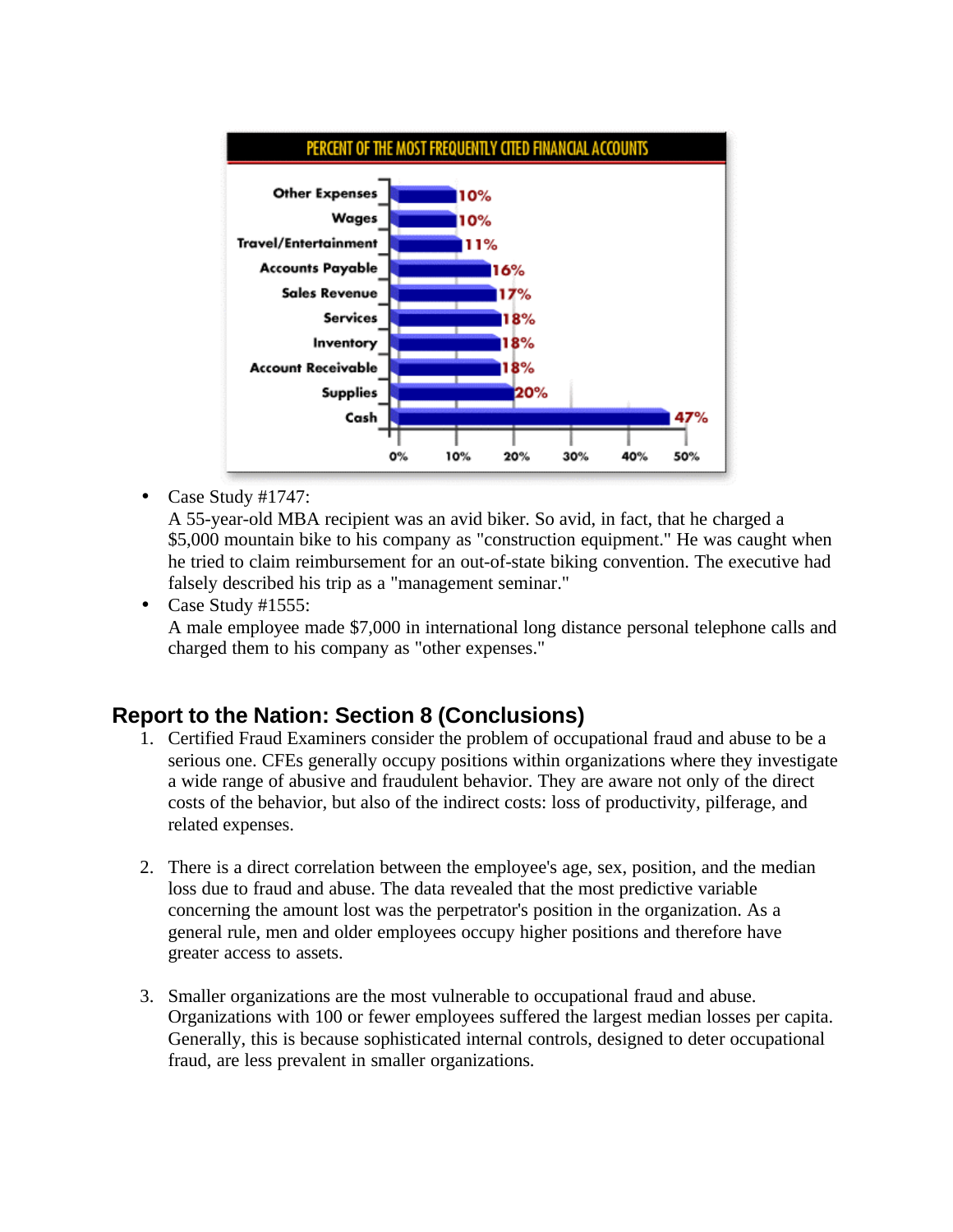PERCENT OF THE MOST FREQUENTLY CITED FINANCIAL ACCOUNTS

| Account | Percent |
|---|---|
| Other Expenses | 10% |
| Wages | 10% |
| Travel/Entertainment | 11% |
| Accounts Payable | 16% |
| Sales Revenue | 17% |
| Services | 18% |
| Inventory | 18% |
| Account Receivable | 18% |
| Supplies | 20% |
| Cash | 47% |

- Case Study #1747:
  A 55-year-old MBA recipient was an avid biker. So avid, in fact, that he charged a $5,000 mountain bike to his company as "construction equipment." He was caught when he tried to claim reimbursement for an out-of-state biking convention. The executive had falsely described his trip as a "management seminar."
- Case Study #1555:
  A male employee made $7,000 in international long distance personal telephone calls and charged them to his company as "other expenses."

## Report to the Nation: Section 8 (Conclusions)

1. Certified Fraud Examiners consider the problem of occupational fraud and abuse to be a serious one. CFEs generally occupy positions within organizations where they investigate a wide range of abusive and fraudulent behavior. They are aware not only of the direct costs of the behavior, but also of the indirect costs: loss of productivity, pilferage, and related expenses.

2. There is a direct correlation between the employee's age, sex, position, and the median loss due to fraud and abuse. The data revealed that the most predictive variable concerning the amount lost was the perpetrator's position in the organization. As a general rule, men and older employees occupy higher positions and therefore have greater access to assets.

3. Smaller organizations are the most vulnerable to occupational fraud and abuse. Organizations with 100 or fewer employees suffered the largest median losses per capita. Generally, this is because sophisticated internal controls, designed to deter occupational fraud, are less prevalent in smaller organizations.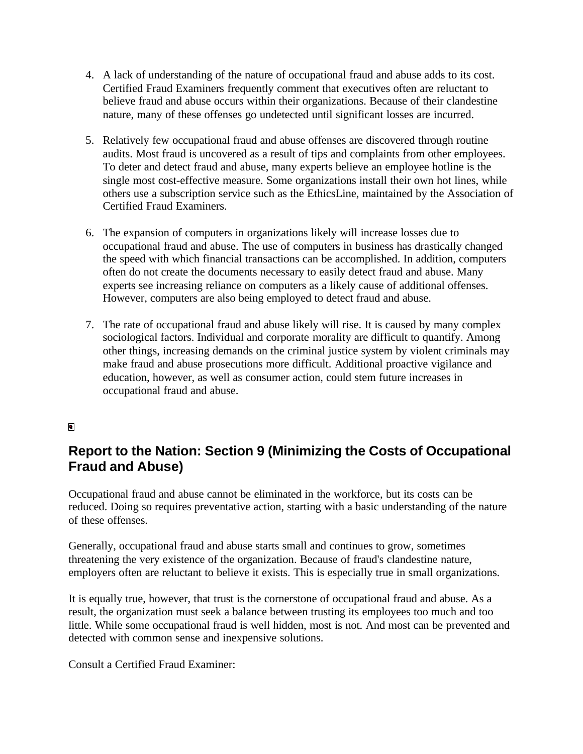4. A lack of understanding of the nature of occupational fraud and abuse adds to its cost. Certified Fraud Examiners frequently comment that executives often are reluctant to believe fraud and abuse occurs within their organizations. Because of their clandestine nature, many of these offenses go undetected until significant losses are incurred.

5. Relatively few occupational fraud and abuse offenses are discovered through routine audits. Most fraud is uncovered as a result of tips and complaints from other employees. To deter and detect fraud and abuse, many experts believe an employee hotline is the single most cost-effective measure. Some organizations install their own hot lines, while others use a subscription service such as the EthicsLine, maintained by the Association of Certified Fraud Examiners.

6. The expansion of computers in organizations likely will increase losses due to occupational fraud and abuse. The use of computers in business has drastically changed the speed with which financial transactions can be accomplished. In addition, computers often do not create the documents necessary to easily detect fraud and abuse. Many experts see increasing reliance on computers as a likely cause of additional offenses. However, computers are also being employed to detect fraud and abuse.

7. The rate of occupational fraud and abuse likely will rise. It is caused by many complex sociological factors. Individual and corporate morality are difficult to quantify. Among other things, increasing demands on the criminal justice system by violent criminals may make fraud and abuse prosecutions more difficult. Additional proactive vigilance and education, however, as well as consumer action, could stem future increases in occupational fraud and abuse.

## Report to the Nation: Section 9 (Minimizing the Costs of Occupational Fraud and Abuse)

Occupational fraud and abuse cannot be eliminated in the workforce, but its costs can be reduced. Doing so requires preventative action, starting with a basic understanding of the nature of these offenses.

Generally, occupational fraud and abuse starts small and continues to grow, sometimes threatening the very existence of the organization. Because of fraud's clandestine nature, employers often are reluctant to believe it exists. This is especially true in small organizations.

It is equally true, however, that trust is the cornerstone of occupational fraud and abuse. As a result, the organization must seek a balance between trusting its employees too much and too little. While some occupational fraud is well hidden, most is not. And most can be prevented and detected with common sense and inexpensive solutions.

Consult a Certified Fraud Examiner: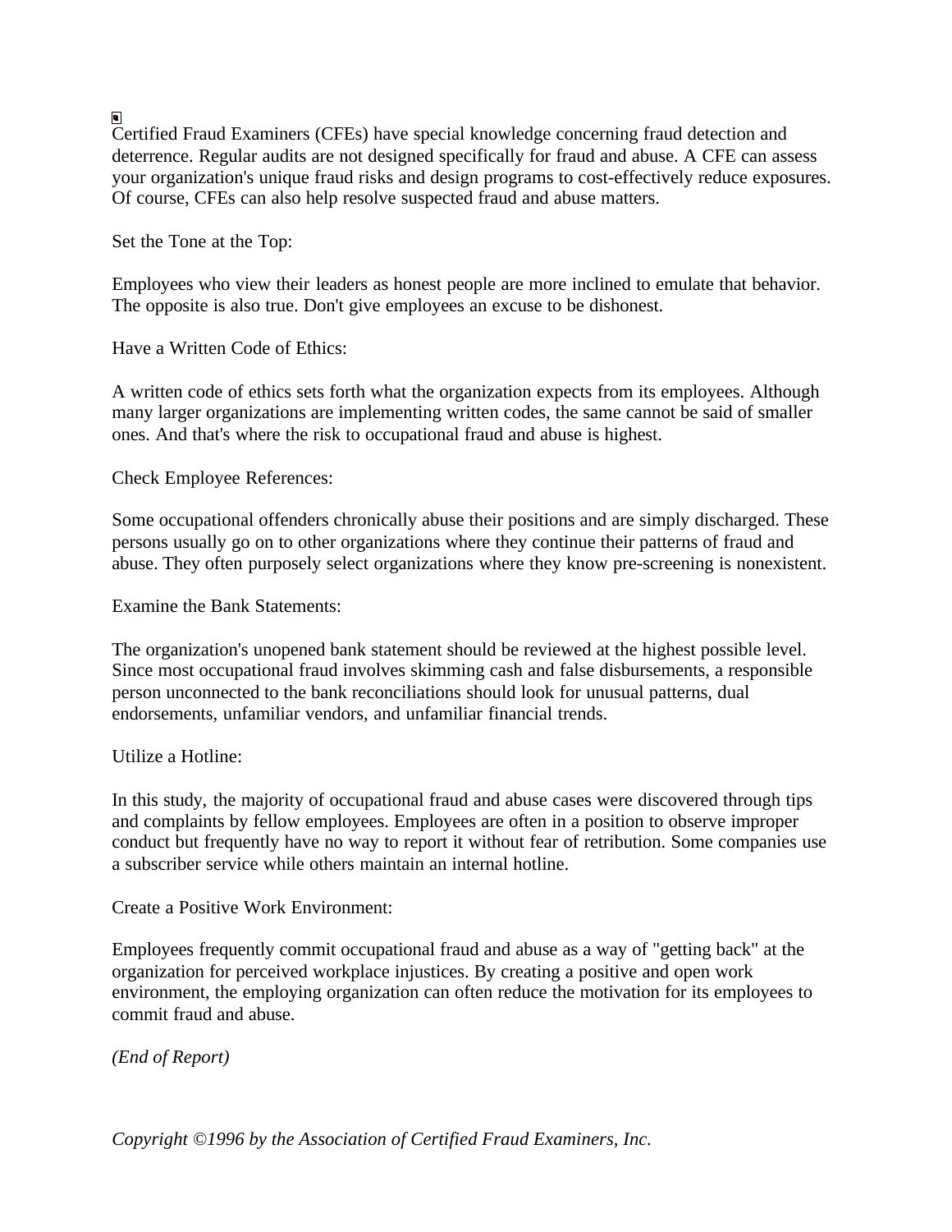Certified Fraud Examiners (CFEs) have special knowledge concerning fraud detection and deterrence. Regular audits are not designed specifically for fraud and abuse. A CFE can assess your organization's unique fraud risks and design programs to cost-effectively reduce exposures. Of course, CFEs can also help resolve suspected fraud and abuse matters.

Set the Tone at the Top:

Employees who view their leaders as honest people are more inclined to emulate that behavior. The opposite is also true. Don't give employees an excuse to be dishonest.

Have a Written Code of Ethics:

A written code of ethics sets forth what the organization expects from its employees. Although many larger organizations are implementing written codes, the same cannot be said of smaller ones. And that's where the risk to occupational fraud and abuse is highest.

Check Employee References:

Some occupational offenders chronically abuse their positions and are simply discharged. These persons usually go on to other organizations where they continue their patterns of fraud and abuse. They often purposely select organizations where they know pre-screening is nonexistent.

Examine the Bank Statements:

The organization's unopened bank statement should be reviewed at the highest possible level. Since most occupational fraud involves skimming cash and false disbursements, a responsible person unconnected to the bank reconciliations should look for unusual patterns, dual endorsements, unfamiliar vendors, and unfamiliar financial trends.

Utilize a Hotline:

In this study, the majority of occupational fraud and abuse cases were discovered through tips and complaints by fellow employees. Employees are often in a position to observe improper conduct but frequently have no way to report it without fear of retribution. Some companies use a subscriber service while others maintain an internal hotline.

Create a Positive Work Environment:

Employees frequently commit occupational fraud and abuse as a way of "getting back" at the organization for perceived workplace injustices. By creating a positive and open work environment, the employing organization can often reduce the motivation for its employees to commit fraud and abuse.

*(End of Report)*

*Copyright ©1996 by the Association of Certified Fraud Examiners, Inc.*